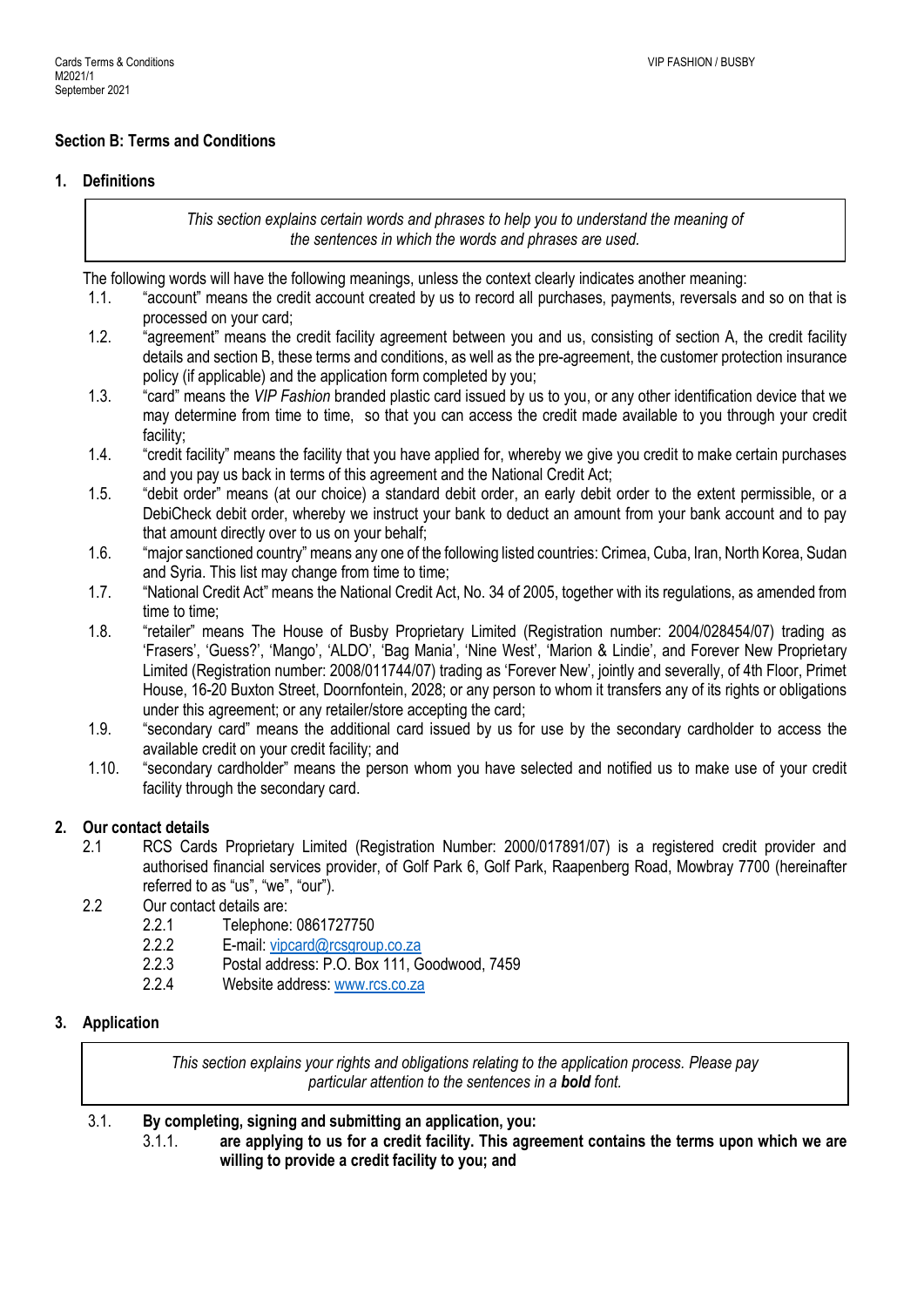## Section B: Terms and Conditions

### 1. Definitions

> *This section explains certain words and phrases to help you to understand the meaning of the sentences in which the words and phrases are used.*

The following words will have the following meanings, unless the context clearly indicates another meaning:

1.1. "account" means the credit account created by us to record all purchases, payments, reversals and so on that is processed on your card;

1.2. "agreement" means the credit facility agreement between you and us, consisting of section A, the credit facility details and section B, these terms and conditions, as well as the pre-agreement, the customer protection insurance policy (if applicable) and the application form completed by you;

1.3. "card" means the *VIP Fashion* branded plastic card issued by us to you, or any other identification device that we may determine from time to time, so that you can access the credit made available to you through your credit facility;

1.4. "credit facility" means the facility that you have applied for, whereby we give you credit to make certain purchases and you pay us back in terms of this agreement and the National Credit Act;

1.5. "debit order" means (at our choice) a standard debit order, an early debit order to the extent permissible, or a DebiCheck debit order, whereby we instruct your bank to deduct an amount from your bank account and to pay that amount directly over to us on your behalf;

1.6. "major sanctioned country" means any one of the following listed countries: Crimea, Cuba, Iran, North Korea, Sudan and Syria. This list may change from time to time;

1.7. "National Credit Act" means the National Credit Act, No. 34 of 2005, together with its regulations, as amended from time to time;

1.8. "retailer" means The House of Busby Proprietary Limited (Registration number: 2004/028454/07) trading as 'Frasers', 'Guess?', 'Mango', 'ALDO', 'Bag Mania', 'Nine West', 'Marion & Lindie', and Forever New Proprietary Limited (Registration number: 2008/011744/07) trading as 'Forever New', jointly and severally, of 4th Floor, Primet House, 16-20 Buxton Street, Doornfontein, 2028; or any person to whom it transfers any of its rights or obligations under this agreement; or any retailer/store accepting the card;

1.9. "secondary card" means the additional card issued by us for use by the secondary cardholder to access the available credit on your credit facility; and

1.10. "secondary cardholder" means the person whom you have selected and notified us to make use of your credit facility through the secondary card.

### 2. Our contact details

2.1 RCS Cards Proprietary Limited (Registration Number: 2000/017891/07) is a registered credit provider and authorised financial services provider, of Golf Park 6, Golf Park, Raapenberg Road, Mowbray 7700 (hereinafter referred to as "us", "we", "our").

2.2 Our contact details are:

- 2.2.1 Telephone: 0861727750
- 2.2.2 E-mail: [vipcard@rcsgroup.co.za](mailto:vipcard@rcsgroup.co.za)
- 2.2.3 Postal address: P.O. Box 111, Goodwood, 7459
- 2.2.4 Website address: [www.rcs.co.za](http://www.rcs.co.za)

### 3. Application

> *This section explains your rights and obligations relating to the application process. Please pay particular attention to the sentences in a **bold** font.*

3.1. **By completing, signing and submitting an application, you:**

- 3.1.1. **are applying to us for a credit facility. This agreement contains the terms upon which we are willing to provide a credit facility to you; and**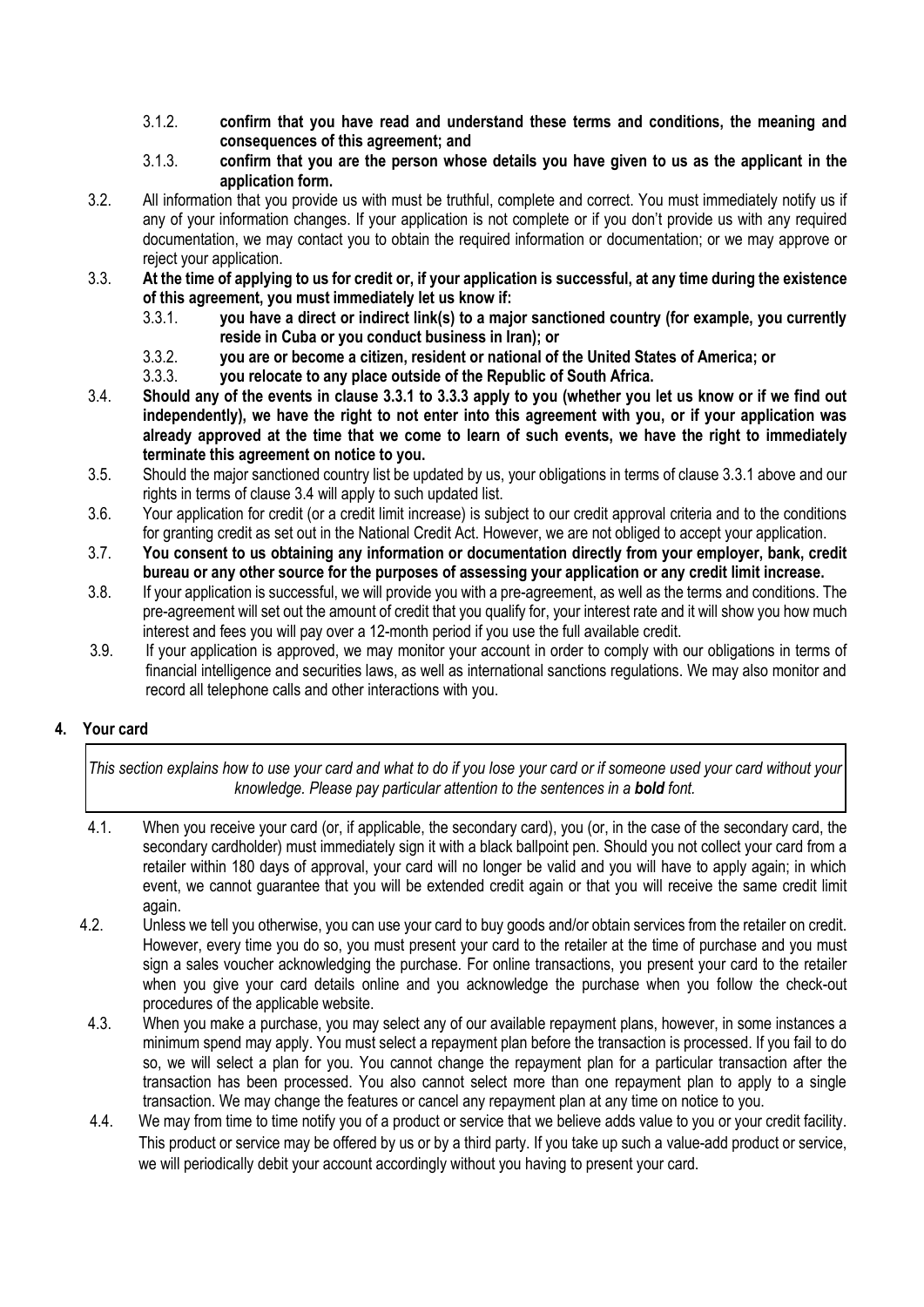3.1.2. **confirm that you have read and understand these terms and conditions, the meaning and consequences of this agreement; and**

3.1.3. **confirm that you are the person whose details you have given to us as the applicant in the application form.**

3.2. All information that you provide us with must be truthful, complete and correct. You must immediately notify us if any of your information changes. If your application is not complete or if you don't provide us with any required documentation, we may contact you to obtain the required information or documentation; or we may approve or reject your application.

3.3. **At the time of applying to us for credit or, if your application is successful, at any time during the existence of this agreement, you must immediately let us know if:**

3.3.1. **you have a direct or indirect link(s) to a major sanctioned country (for example, you currently reside in Cuba or you conduct business in Iran); or**

3.3.2. **you are or become a citizen, resident or national of the United States of America; or**

3.3.3. **you relocate to any place outside of the Republic of South Africa.**

3.4. **Should any of the events in clause 3.3.1 to 3.3.3 apply to you (whether you let us know or if we find out independently), we have the right to not enter into this agreement with you, or if your application was already approved at the time that we come to learn of such events, we have the right to immediately terminate this agreement on notice to you.**

3.5. Should the major sanctioned country list be updated by us, your obligations in terms of clause 3.3.1 above and our rights in terms of clause 3.4 will apply to such updated list.

3.6. Your application for credit (or a credit limit increase) is subject to our credit approval criteria and to the conditions for granting credit as set out in the National Credit Act. However, we are not obliged to accept your application.

3.7. **You consent to us obtaining any information or documentation directly from your employer, bank, credit bureau or any other source for the purposes of assessing your application or any credit limit increase.**

3.8. If your application is successful, we will provide you with a pre-agreement, as well as the terms and conditions. The pre-agreement will set out the amount of credit that you qualify for, your interest rate and it will show you how much interest and fees you will pay over a 12-month period if you use the full available credit.

3.9. If your application is approved, we may monitor your account in order to comply with our obligations in terms of financial intelligence and securities laws, as well as international sanctions regulations. We may also monitor and record all telephone calls and other interactions with you.

## 4. Your card

*This section explains how to use your card and what to do if you lose your card or if someone used your card without your knowledge. Please pay particular attention to the sentences in a **bold** font.*

4.1. When you receive your card (or, if applicable, the secondary card), you (or, in the case of the secondary card, the secondary cardholder) must immediately sign it with a black ballpoint pen. Should you not collect your card from a retailer within 180 days of approval, your card will no longer be valid and you will have to apply again; in which event, we cannot guarantee that you will be extended credit again or that you will receive the same credit limit again.

4.2. Unless we tell you otherwise, you can use your card to buy goods and/or obtain services from the retailer on credit. However, every time you do so, you must present your card to the retailer at the time of purchase and you must sign a sales voucher acknowledging the purchase. For online transactions, you present your card to the retailer when you give your card details online and you acknowledge the purchase when you follow the check-out procedures of the applicable website.

4.3. When you make a purchase, you may select any of our available repayment plans, however, in some instances a minimum spend may apply. You must select a repayment plan before the transaction is processed. If you fail to do so, we will select a plan for you. You cannot change the repayment plan for a particular transaction after the transaction has been processed. You also cannot select more than one repayment plan to apply to a single transaction. We may change the features or cancel any repayment plan at any time on notice to you.

4.4. We may from time to time notify you of a product or service that we believe adds value to you or your credit facility. This product or service may be offered by us or by a third party. If you take up such a value-add product or service, we will periodically debit your account accordingly without you having to present your card.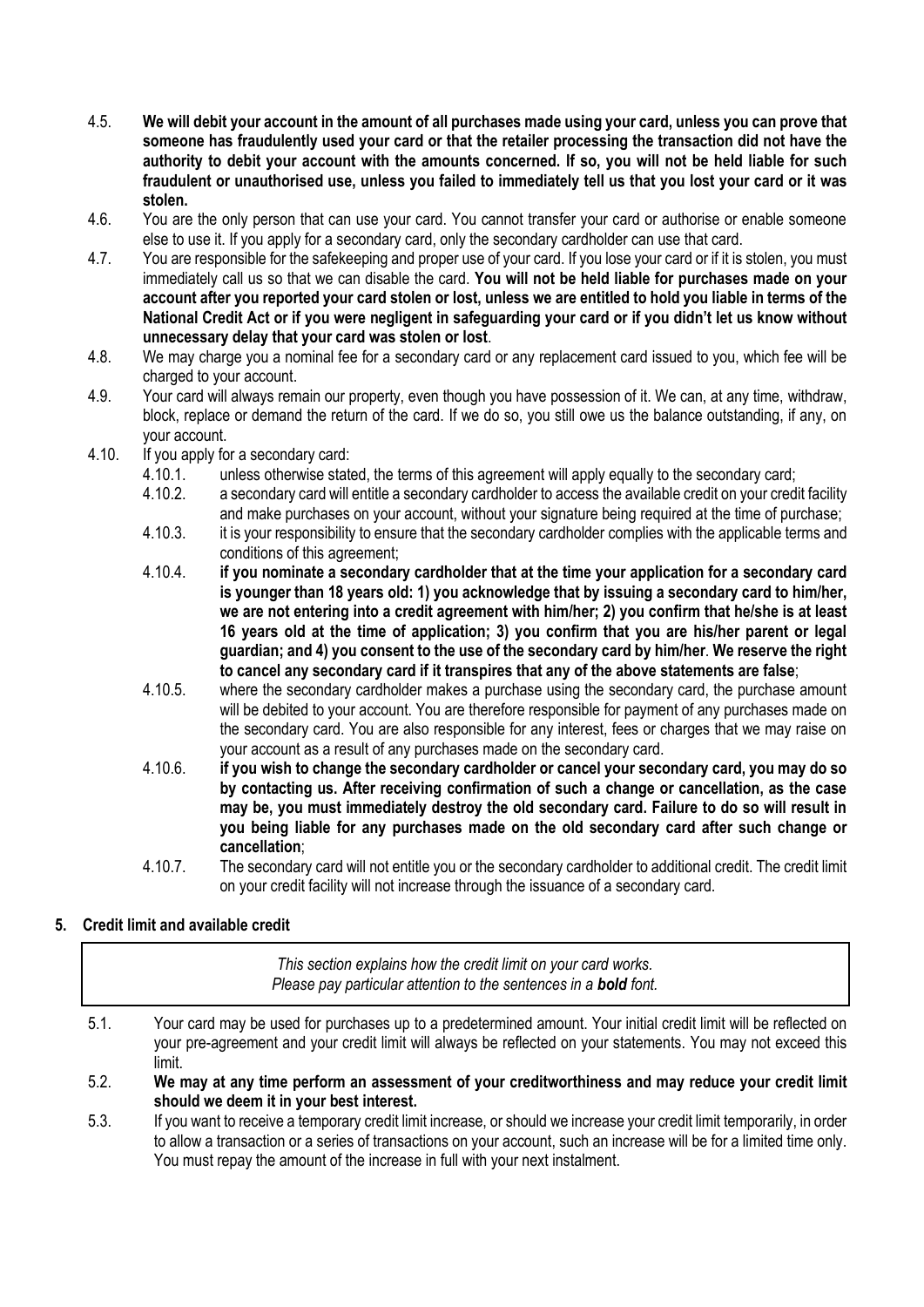4.5. **We will debit your account in the amount of all purchases made using your card, unless you can prove that someone has fraudulently used your card or that the retailer processing the transaction did not have the authority to debit your account with the amounts concerned. If so, you will not be held liable for such fraudulent or unauthorised use, unless you failed to immediately tell us that you lost your card or it was stolen.**

4.6. You are the only person that can use your card. You cannot transfer your card or authorise or enable someone else to use it. If you apply for a secondary card, only the secondary cardholder can use that card.

4.7. You are responsible for the safekeeping and proper use of your card. If you lose your card or if it is stolen, you must immediately call us so that we can disable the card. **You will not be held liable for purchases made on your account after you reported your card stolen or lost, unless we are entitled to hold you liable in terms of the National Credit Act or if you were negligent in safeguarding your card or if you didn't let us know without unnecessary delay that your card was stolen or lost**.

4.8. We may charge you a nominal fee for a secondary card or any replacement card issued to you, which fee will be charged to your account.

4.9. Your card will always remain our property, even though you have possession of it. We can, at any time, withdraw, block, replace or demand the return of the card. If we do so, you still owe us the balance outstanding, if any, on your account.

4.10. If you apply for a secondary card:

4.10.1. unless otherwise stated, the terms of this agreement will apply equally to the secondary card;

4.10.2. a secondary card will entitle a secondary cardholder to access the available credit on your credit facility and make purchases on your account, without your signature being required at the time of purchase;

4.10.3. it is your responsibility to ensure that the secondary cardholder complies with the applicable terms and conditions of this agreement;

4.10.4. **if you nominate a secondary cardholder that at the time your application for a secondary card is younger than 18 years old: 1) you acknowledge that by issuing a secondary card to him/her, we are not entering into a credit agreement with him/her; 2) you confirm that he/she is at least 16 years old at the time of application; 3) you confirm that you are his/her parent or legal guardian; and 4) you consent to the use of the secondary card by him/her**. **We reserve the right to cancel any secondary card if it transpires that any of the above statements are false**;

4.10.5. where the secondary cardholder makes a purchase using the secondary card, the purchase amount will be debited to your account. You are therefore responsible for payment of any purchases made on the secondary card. You are also responsible for any interest, fees or charges that we may raise on your account as a result of any purchases made on the secondary card.

4.10.6. **if you wish to change the secondary cardholder or cancel your secondary card, you may do so by contacting us. After receiving confirmation of such a change or cancellation, as the case may be, you must immediately destroy the old secondary card. Failure to do so will result in you being liable for any purchases made on the old secondary card after such change or cancellation**;

4.10.7. The secondary card will not entitle you or the secondary cardholder to additional credit. The credit limit on your credit facility will not increase through the issuance of a secondary card.

## 5. Credit limit and available credit

> *This section explains how the credit limit on your card works.*
> *Please pay particular attention to the sentences in a **bold** font.*

5.1. Your card may be used for purchases up to a predetermined amount. Your initial credit limit will be reflected on your pre-agreement and your credit limit will always be reflected on your statements. You may not exceed this limit.

5.2. **We may at any time perform an assessment of your creditworthiness and may reduce your credit limit should we deem it in your best interest.**

5.3. If you want to receive a temporary credit limit increase, or should we increase your credit limit temporarily, in order to allow a transaction or a series of transactions on your account, such an increase will be for a limited time only. You must repay the amount of the increase in full with your next instalment.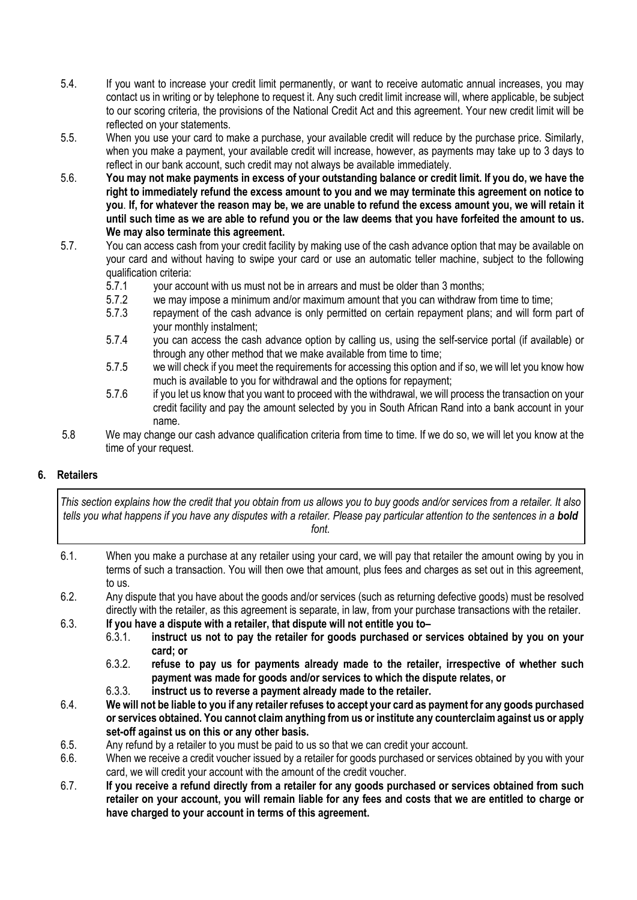5.4. If you want to increase your credit limit permanently, or want to receive automatic annual increases, you may contact us in writing or by telephone to request it. Any such credit limit increase will, where applicable, be subject to our scoring criteria, the provisions of the National Credit Act and this agreement. Your new credit limit will be reflected on your statements.

5.5. When you use your card to make a purchase, your available credit will reduce by the purchase price. Similarly, when you make a payment, your available credit will increase, however, as payments may take up to 3 days to reflect in our bank account, such credit may not always be available immediately.

5.6. **You may not make payments in excess of your outstanding balance or credit limit. If you do, we have the right to immediately refund the excess amount to you and we may terminate this agreement on notice to you. If, for whatever the reason may be, we are unable to refund the excess amount you, we will retain it until such time as we are able to refund you or the law deems that you have forfeited the amount to us. We may also terminate this agreement.**

5.7. You can access cash from your credit facility by making use of the cash advance option that may be available on your card and without having to swipe your card or use an automatic teller machine, subject to the following qualification criteria:

- 5.7.1 your account with us must not be in arrears and must be older than 3 months;
- 5.7.2 we may impose a minimum and/or maximum amount that you can withdraw from time to time;
- 5.7.3 repayment of the cash advance is only permitted on certain repayment plans; and will form part of your monthly instalment;
- 5.7.4 you can access the cash advance option by calling us, using the self-service portal (if available) or through any other method that we make available from time to time;
- 5.7.5 we will check if you meet the requirements for accessing this option and if so, we will let you know how much is available to you for withdrawal and the options for repayment;
- 5.7.6 if you let us know that you want to proceed with the withdrawal, we will process the transaction on your credit facility and pay the amount selected by you in South African Rand into a bank account in your name.

5.8 We may change our cash advance qualification criteria from time to time. If we do so, we will let you know at the time of your request.

## 6. Retailers

*This section explains how the credit that you obtain from us allows you to buy goods and/or services from a retailer. It also tells you what happens if you have any disputes with a retailer. Please pay particular attention to the sentences in a **bold** font.*

6.1. When you make a purchase at any retailer using your card, we will pay that retailer the amount owing by you in terms of such a transaction. You will then owe that amount, plus fees and charges as set out in this agreement, to us.

6.2. Any dispute that you have about the goods and/or services (such as returning defective goods) must be resolved directly with the retailer, as this agreement is separate, in law, from your purchase transactions with the retailer.

6.3. **If you have a dispute with a retailer, that dispute will not entitle you to–**

- 6.3.1. **instruct us not to pay the retailer for goods purchased or services obtained by you on your card; or**
- 6.3.2. **refuse to pay us for payments already made to the retailer, irrespective of whether such payment was made for goods and/or services to which the dispute relates, or**
- 6.3.3. **instruct us to reverse a payment already made to the retailer.**

6.4. **We will not be liable to you if any retailer refuses to accept your card as payment for any goods purchased or services obtained. You cannot claim anything from us or institute any counterclaim against us or apply set-off against us on this or any other basis.**

6.5. Any refund by a retailer to you must be paid to us so that we can credit your account.

6.6. When we receive a credit voucher issued by a retailer for goods purchased or services obtained by you with your card, we will credit your account with the amount of the credit voucher.

6.7. **If you receive a refund directly from a retailer for any goods purchased or services obtained from such retailer on your account, you will remain liable for any fees and costs that we are entitled to charge or have charged to your account in terms of this agreement.**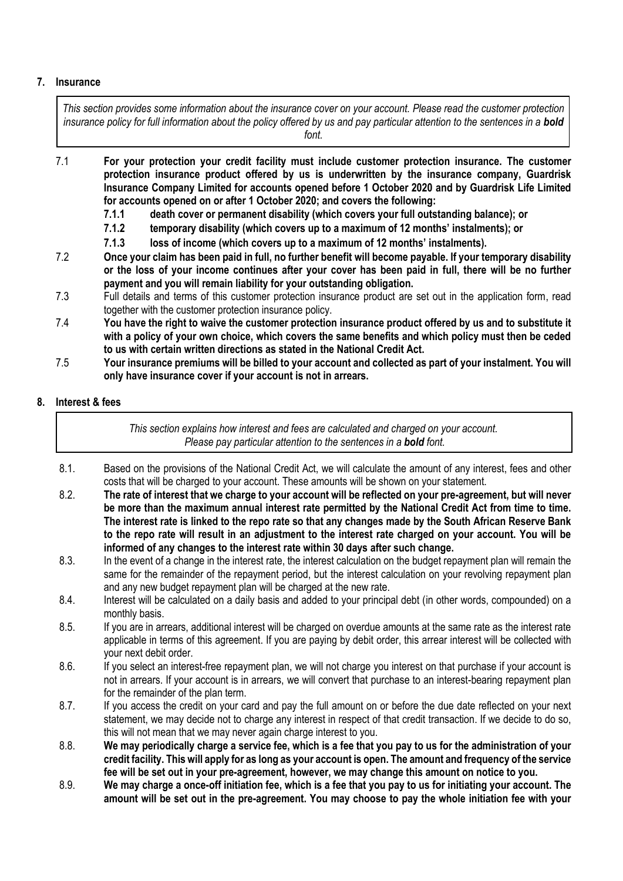## 7. Insurance

*This section provides some information about the insurance cover on your account. Please read the customer protection insurance policy for full information about the policy offered by us and pay particular attention to the sentences in a **bold** font.*

7.1 **For your protection your credit facility must include customer protection insurance. The customer protection insurance product offered by us is underwritten by the insurance company, Guardrisk Insurance Company Limited for accounts opened before 1 October 2020 and by Guardrisk Life Limited for accounts opened on or after 1 October 2020; and covers the following:**

- **7.1.1 death cover or permanent disability (which covers your full outstanding balance); or**
- **7.1.2 temporary disability (which covers up to a maximum of 12 months' instalments); or**
- **7.1.3 loss of income (which covers up to a maximum of 12 months' instalments).**

7.2 **Once your claim has been paid in full, no further benefit will become payable. If your temporary disability or the loss of your income continues after your cover has been paid in full, there will be no further payment and you will remain liability for your outstanding obligation.**

7.3 Full details and terms of this customer protection insurance product are set out in the application form, read together with the customer protection insurance policy.

7.4 **You have the right to waive the customer protection insurance product offered by us and to substitute it with a policy of your own choice, which covers the same benefits and which policy must then be ceded to us with certain written directions as stated in the National Credit Act.**

7.5 **Your insurance premiums will be billed to your account and collected as part of your instalment. You will only have insurance cover if your account is not in arrears.**

## 8. Interest & fees

*This section explains how interest and fees are calculated and charged on your account. Please pay particular attention to the sentences in a **bold** font.*

8.1. Based on the provisions of the National Credit Act, we will calculate the amount of any interest, fees and other costs that will be charged to your account. These amounts will be shown on your statement.

8.2. **The rate of interest that we charge to your account will be reflected on your pre-agreement, but will never be more than the maximum annual interest rate permitted by the National Credit Act from time to time. The interest rate is linked to the repo rate so that any changes made by the South African Reserve Bank to the repo rate will result in an adjustment to the interest rate charged on your account. You will be informed of any changes to the interest rate within 30 days after such change.**

8.3. In the event of a change in the interest rate, the interest calculation on the budget repayment plan will remain the same for the remainder of the repayment period, but the interest calculation on your revolving repayment plan and any new budget repayment plan will be charged at the new rate.

8.4. Interest will be calculated on a daily basis and added to your principal debt (in other words, compounded) on a monthly basis.

8.5. If you are in arrears, additional interest will be charged on overdue amounts at the same rate as the interest rate applicable in terms of this agreement. If you are paying by debit order, this arrear interest will be collected with your next debit order.

8.6. If you select an interest-free repayment plan, we will not charge you interest on that purchase if your account is not in arrears. If your account is in arrears, we will convert that purchase to an interest-bearing repayment plan for the remainder of the plan term.

8.7. If you access the credit on your card and pay the full amount on or before the due date reflected on your next statement, we may decide not to charge any interest in respect of that credit transaction. If we decide to do so, this will not mean that we may never again charge interest to you.

8.8. **We may periodically charge a service fee, which is a fee that you pay to us for the administration of your credit facility. This will apply for as long as your account is open. The amount and frequency of the service fee will be set out in your pre-agreement, however, we may change this amount on notice to you.**

8.9. **We may charge a once-off initiation fee, which is a fee that you pay to us for initiating your account. The amount will be set out in the pre-agreement. You may choose to pay the whole initiation fee with your**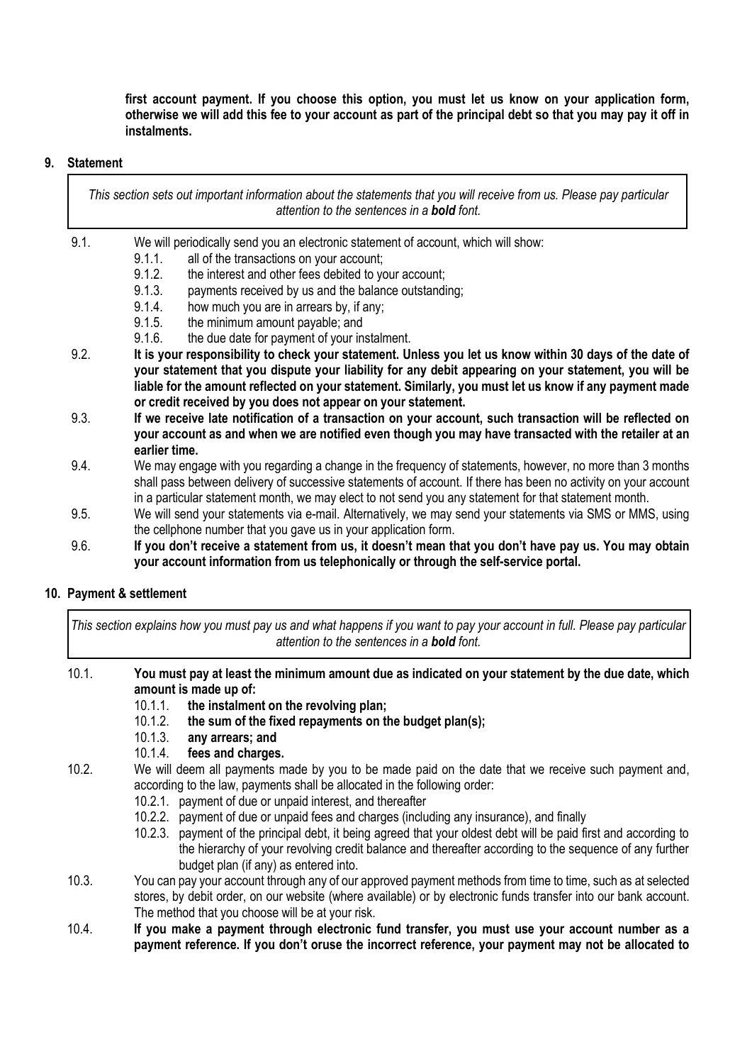**first account payment. If you choose this option, you must let us know on your application form, otherwise we will add this fee to your account as part of the principal debt so that you may pay it off in instalments.**

## 9. Statement

*This section sets out important information about the statements that you will receive from us. Please pay particular attention to the sentences in a* ***bold*** *font.*

9.1. We will periodically send you an electronic statement of account, which will show:

- 9.1.1. all of the transactions on your account;
- 9.1.2. the interest and other fees debited to your account;
- 9.1.3. payments received by us and the balance outstanding;
- 9.1.4. how much you are in arrears by, if any;
- 9.1.5. the minimum amount payable; and
- 9.1.6. the due date for payment of your instalment.

9.2. **It is your responsibility to check your statement. Unless you let us know within 30 days of the date of your statement that you dispute your liability for any debit appearing on your statement, you will be liable for the amount reflected on your statement. Similarly, you must let us know if any payment made or credit received by you does not appear on your statement.**

9.3. **If we receive late notification of a transaction on your account, such transaction will be reflected on your account as and when we are notified even though you may have transacted with the retailer at an earlier time.**

9.4. We may engage with you regarding a change in the frequency of statements, however, no more than 3 months shall pass between delivery of successive statements of account. If there has been no activity on your account in a particular statement month, we may elect to not send you any statement for that statement month.

9.5. We will send your statements via e-mail. Alternatively, we may send your statements via SMS or MMS, using the cellphone number that you gave us in your application form.

9.6. **If you don't receive a statement from us, it doesn't mean that you don't have pay us. You may obtain your account information from us telephonically or through the self-service portal.**

## 10. Payment & settlement

*This section explains how you must pay us and what happens if you want to pay your account in full. Please pay particular attention to the sentences in a* ***bold*** *font.*

10.1. **You must pay at least the minimum amount due as indicated on your statement by the due date, which amount is made up of:**

- 10.1.1. **the instalment on the revolving plan;**
- 10.1.2. **the sum of the fixed repayments on the budget plan(s);**
- 10.1.3. **any arrears; and**
- 10.1.4. **fees and charges.**

10.2. We will deem all payments made by you to be made paid on the date that we receive such payment and, according to the law, payments shall be allocated in the following order:

- 10.2.1. payment of due or unpaid interest, and thereafter
- 10.2.2. payment of due or unpaid fees and charges (including any insurance), and finally
- 10.2.3. payment of the principal debt, it being agreed that your oldest debt will be paid first and according to the hierarchy of your revolving credit balance and thereafter according to the sequence of any further budget plan (if any) as entered into.

10.3. You can pay your account through any of our approved payment methods from time to time, such as at selected stores, by debit order, on our website (where available) or by electronic funds transfer into our bank account. The method that you choose will be at your risk.

10.4. **If you make a payment through electronic fund transfer, you must use your account number as a payment reference. If you don't oruse the incorrect reference, your payment may not be allocated to**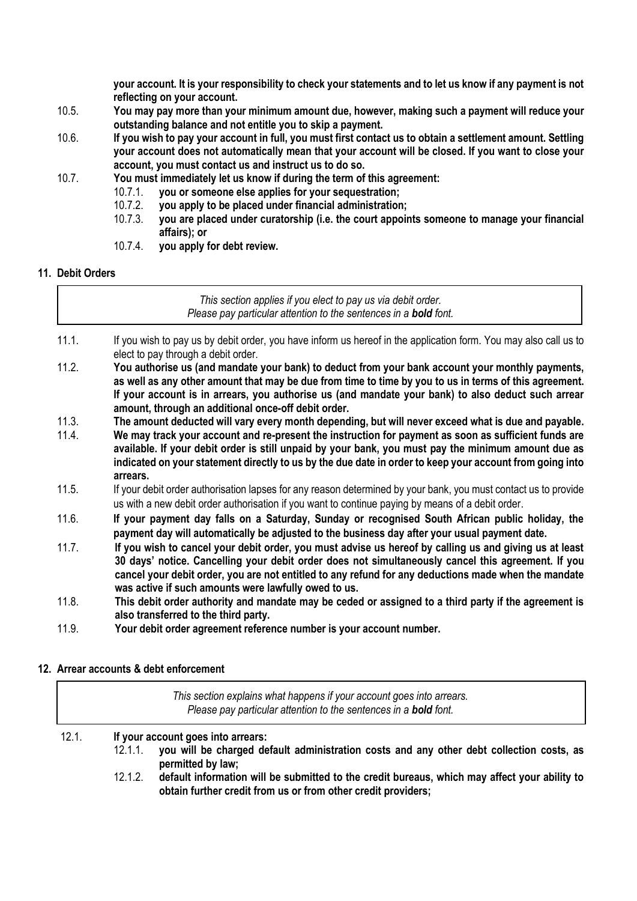**your account. It is your responsibility to check your statements and to let us know if any payment is not reflecting on your account.**

10.5. **You may pay more than your minimum amount due, however, making such a payment will reduce your outstanding balance and not entitle you to skip a payment.**

10.6. **If you wish to pay your account in full, you must first contact us to obtain a settlement amount. Settling your account does not automatically mean that your account will be closed. If you want to close your account, you must contact us and instruct us to do so.**

10.7. **You must immediately let us know if during the term of this agreement:**

- 10.7.1. **you or someone else applies for your sequestration;**
- 10.7.2. **you apply to be placed under financial administration;**
- 10.7.3. **you are placed under curatorship (i.e. the court appoints someone to manage your financial affairs); or**
- 10.7.4. **you apply for debt review.**

## 11. Debit Orders

> *This section applies if you elect to pay us via debit order.*
> *Please pay particular attention to the sentences in a* ***bold*** *font.*

11.1. If you wish to pay us by debit order, you have inform us hereof in the application form. You may also call us to elect to pay through a debit order.

11.2. **You authorise us (and mandate your bank) to deduct from your bank account your monthly payments, as well as any other amount that may be due from time to time by you to us in terms of this agreement. If your account is in arrears, you authorise us (and mandate your bank) to also deduct such arrear amount, through an additional once-off debit order.**

11.3. **The amount deducted will vary every month depending, but will never exceed what is due and payable.**

11.4. **We may track your account and re-present the instruction for payment as soon as sufficient funds are available. If your debit order is still unpaid by your bank, you must pay the minimum amount due as indicated on your statement directly to us by the due date in order to keep your account from going into arrears.**

11.5. If your debit order authorisation lapses for any reason determined by your bank, you must contact us to provide us with a new debit order authorisation if you want to continue paying by means of a debit order.

11.6. **If your payment day falls on a Saturday, Sunday or recognised South African public holiday, the payment day will automatically be adjusted to the business day after your usual payment date.**

11.7. **If you wish to cancel your debit order, you must advise us hereof by calling us and giving us at least 30 days' notice. Cancelling your debit order does not simultaneously cancel this agreement. If you cancel your debit order, you are not entitled to any refund for any deductions made when the mandate was active if such amounts were lawfully owed to us.**

11.8. **This debit order authority and mandate may be ceded or assigned to a third party if the agreement is also transferred to the third party.**

11.9. **Your debit order agreement reference number is your account number.**

## 12. Arrear accounts & debt enforcement

> *This section explains what happens if your account goes into arrears.*
> *Please pay particular attention to the sentences in a* ***bold*** *font.*

12.1. **If your account goes into arrears:**

- 12.1.1. **you will be charged default administration costs and any other debt collection costs, as permitted by law;**
- 12.1.2. **default information will be submitted to the credit bureaus, which may affect your ability to obtain further credit from us or from other credit providers;**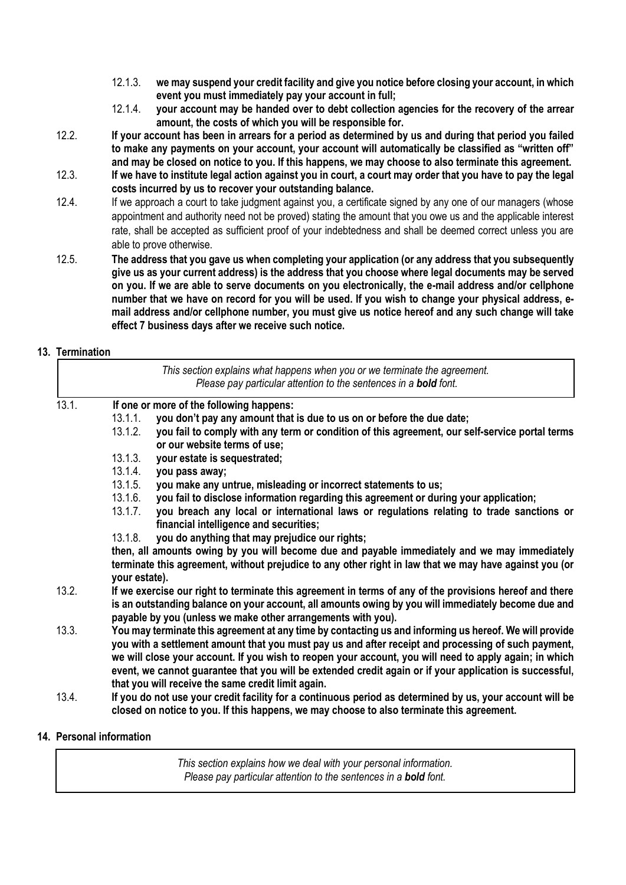12.1.3. **we may suspend your credit facility and give you notice before closing your account, in which event you must immediately pay your account in full;**

12.1.4. **your account may be handed over to debt collection agencies for the recovery of the arrear amount, the costs of which you will be responsible for.**

12.2. **If your account has been in arrears for a period as determined by us and during that period you failed to make any payments on your account, your account will automatically be classified as "written off" and may be closed on notice to you. If this happens, we may choose to also terminate this agreement.**

12.3. **If we have to institute legal action against you in court, a court may order that you have to pay the legal costs incurred by us to recover your outstanding balance.**

12.4. If we approach a court to take judgment against you, a certificate signed by any one of our managers (whose appointment and authority need not be proved) stating the amount that you owe us and the applicable interest rate, shall be accepted as sufficient proof of your indebtedness and shall be deemed correct unless you are able to prove otherwise.

12.5. **The address that you gave us when completing your application (or any address that you subsequently give us as your current address) is the address that you choose where legal documents may be served on you. If we are able to serve documents on you electronically, the e-mail address and/or cellphone number that we have on record for you will be used. If you wish to change your physical address, e-mail address and/or cellphone number, you must give us notice hereof and any such change will take effect 7 business days after we receive such notice.**

## 13. Termination

> *This section explains what happens when you or we terminate the agreement.*
> *Please pay particular attention to the sentences in a **bold** font.*

13.1. **If one or more of the following happens:**

13.1.1. **you don't pay any amount that is due to us on or before the due date;**

13.1.2. **you fail to comply with any term or condition of this agreement, our self-service portal terms or our website terms of use;**

13.1.3. **your estate is sequestrated;**

13.1.4. **you pass away;**

13.1.5. **you make any untrue, misleading or incorrect statements to us;**

13.1.6. **you fail to disclose information regarding this agreement or during your application;**

13.1.7. **you breach any local or international laws or regulations relating to trade sanctions or financial intelligence and securities;**

13.1.8. **you do anything that may prejudice our rights;**

**then, all amounts owing by you will become due and payable immediately and we may immediately terminate this agreement, without prejudice to any other right in law that we may have against you (or your estate).**

13.2. **If we exercise our right to terminate this agreement in terms of any of the provisions hereof and there is an outstanding balance on your account, all amounts owing by you will immediately become due and payable by you (unless we make other arrangements with you).**

13.3. **You may terminate this agreement at any time by contacting us and informing us hereof. We will provide you with a settlement amount that you must pay us and after receipt and processing of such payment, we will close your account. If you wish to reopen your account, you will need to apply again; in which event, we cannot guarantee that you will be extended credit again or if your application is successful, that you will receive the same credit limit again.**

13.4. **If you do not use your credit facility for a continuous period as determined by us, your account will be closed on notice to you. If this happens, we may choose to also terminate this agreement.**

## 14. Personal information

> *This section explains how we deal with your personal information.*
> *Please pay particular attention to the sentences in a **bold** font.*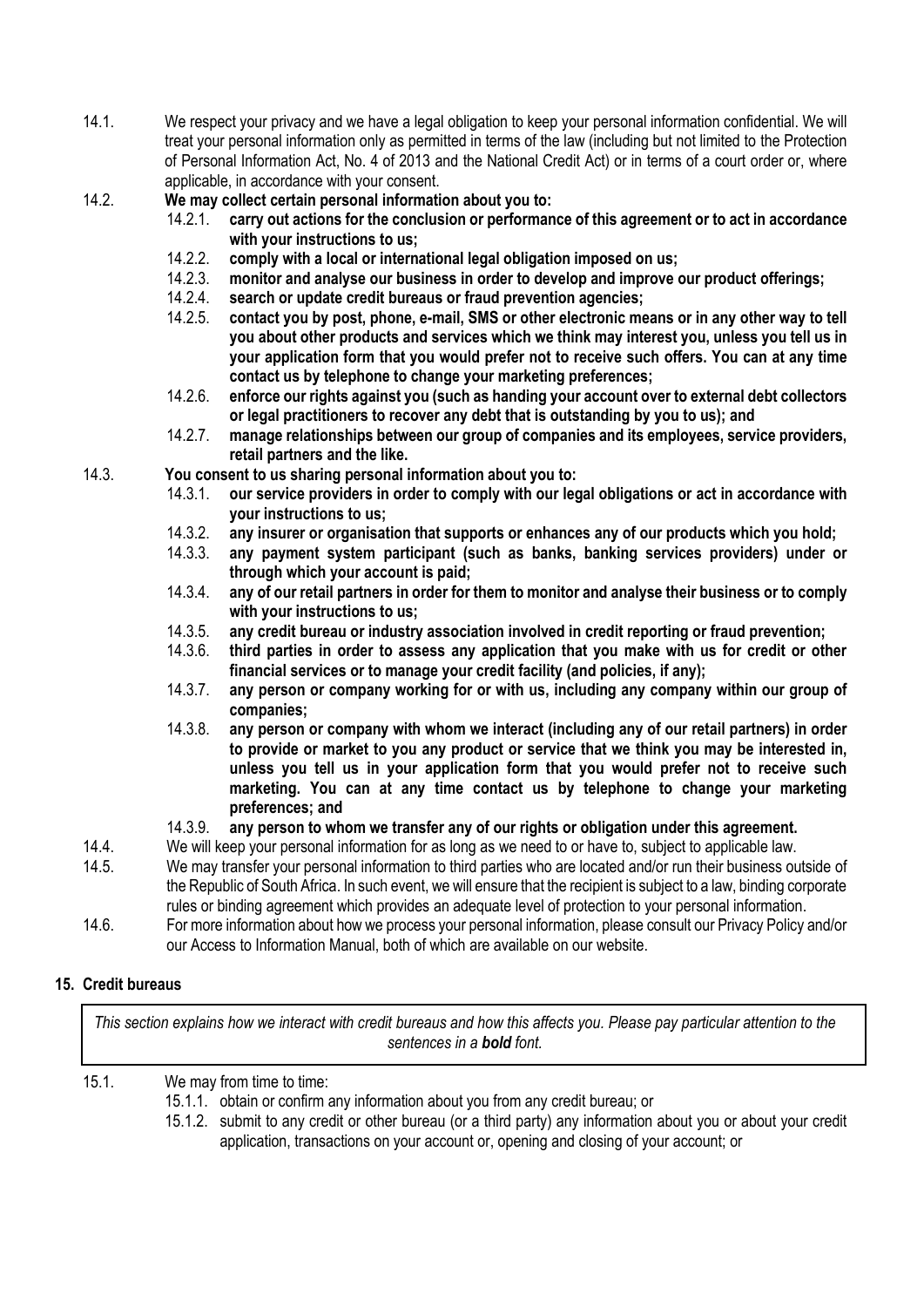14.1. We respect your privacy and we have a legal obligation to keep your personal information confidential. We will treat your personal information only as permitted in terms of the law (including but not limited to the Protection of Personal Information Act, No. 4 of 2013 and the National Credit Act) or in terms of a court order or, where applicable, in accordance with your consent.

14.2. **We may collect certain personal information about you to:**

- 14.2.1. **carry out actions for the conclusion or performance of this agreement or to act in accordance with your instructions to us;**
- 14.2.2. **comply with a local or international legal obligation imposed on us;**
- 14.2.3. **monitor and analyse our business in order to develop and improve our product offerings;**
- 14.2.4. **search or update credit bureaus or fraud prevention agencies;**
- 14.2.5. **contact you by post, phone, e-mail, SMS or other electronic means or in any other way to tell you about other products and services which we think may interest you, unless you tell us in your application form that you would prefer not to receive such offers. You can at any time contact us by telephone to change your marketing preferences;**
- 14.2.6. **enforce our rights against you (such as handing your account over to external debt collectors or legal practitioners to recover any debt that is outstanding by you to us); and**
- 14.2.7. **manage relationships between our group of companies and its employees, service providers, retail partners and the like.**

14.3. **You consent to us sharing personal information about you to:**

- 14.3.1. **our service providers in order to comply with our legal obligations or act in accordance with your instructions to us;**
- 14.3.2. **any insurer or organisation that supports or enhances any of our products which you hold;**
- 14.3.3. **any payment system participant (such as banks, banking services providers) under or through which your account is paid;**
- 14.3.4. **any of our retail partners in order for them to monitor and analyse their business or to comply with your instructions to us;**
- 14.3.5. **any credit bureau or industry association involved in credit reporting or fraud prevention;**
- 14.3.6. **third parties in order to assess any application that you make with us for credit or other financial services or to manage your credit facility (and policies, if any);**
- 14.3.7. **any person or company working for or with us, including any company within our group of companies;**
- 14.3.8. **any person or company with whom we interact (including any of our retail partners) in order to provide or market to you any product or service that we think you may be interested in, unless you tell us in your application form that you would prefer not to receive such marketing. You can at any time contact us by telephone to change your marketing preferences; and**
- 14.3.9. **any person to whom we transfer any of our rights or obligation under this agreement.**

14.4. We will keep your personal information for as long as we need to or have to, subject to applicable law.

14.5. We may transfer your personal information to third parties who are located and/or run their business outside of the Republic of South Africa. In such event, we will ensure that the recipient is subject to a law, binding corporate rules or binding agreement which provides an adequate level of protection to your personal information.

14.6. For more information about how we process your personal information, please consult our Privacy Policy and/or our Access to Information Manual, both of which are available on our website.

## 15. Credit bureaus

*This section explains how we interact with credit bureaus and how this affects you. Please pay particular attention to the sentences in a **bold** font.*

15.1. We may from time to time:

- 15.1.1. obtain or confirm any information about you from any credit bureau; or
- 15.1.2. submit to any credit or other bureau (or a third party) any information about you or about your credit application, transactions on your account or, opening and closing of your account; or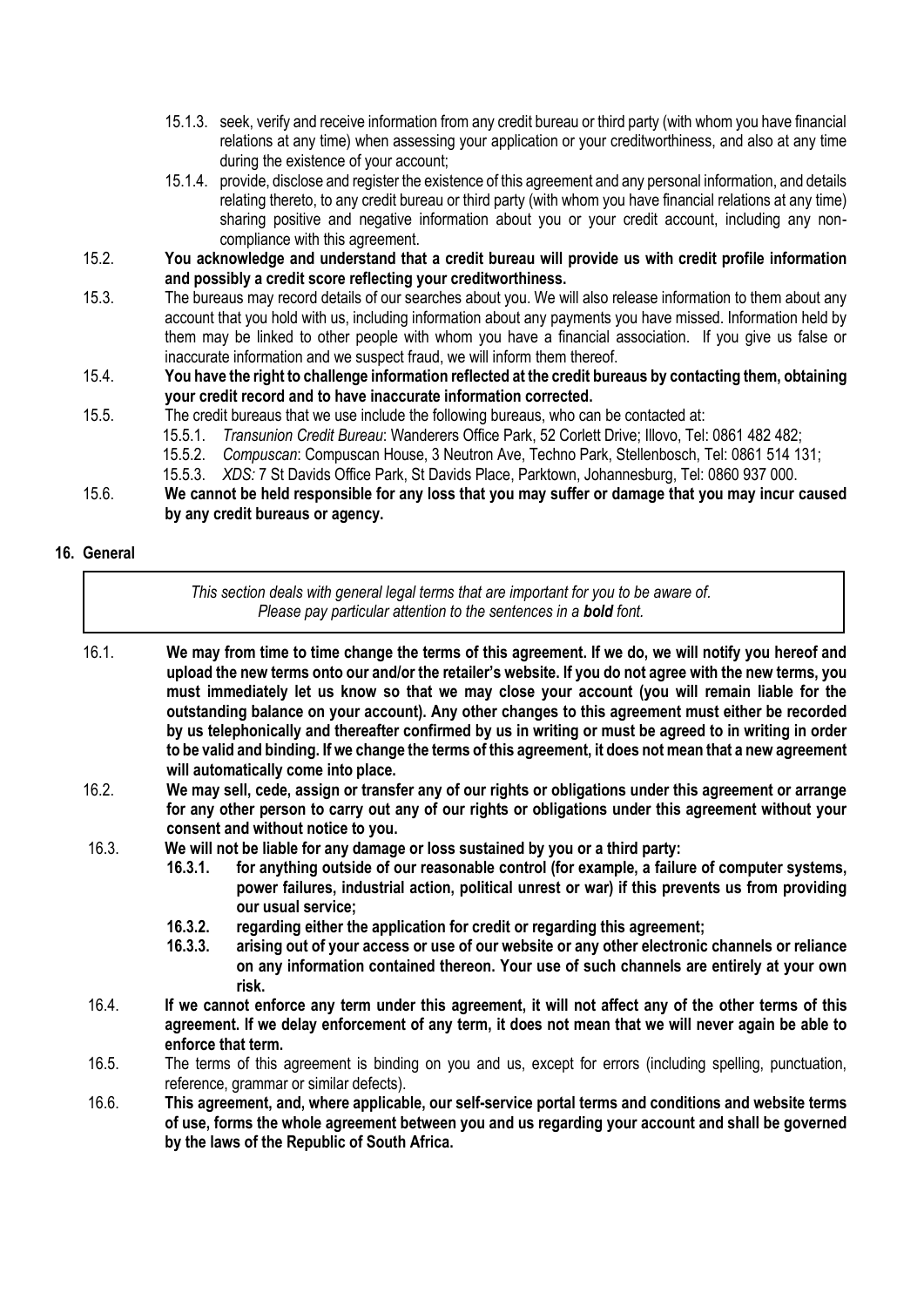15.1.3. seek, verify and receive information from any credit bureau or third party (with whom you have financial relations at any time) when assessing your application or your creditworthiness, and also at any time during the existence of your account;

15.1.4. provide, disclose and register the existence of this agreement and any personal information, and details relating thereto, to any credit bureau or third party (with whom you have financial relations at any time) sharing positive and negative information about you or your credit account, including any non-compliance with this agreement.

15.2. **You acknowledge and understand that a credit bureau will provide us with credit profile information and possibly a credit score reflecting your creditworthiness.**

15.3. The bureaus may record details of our searches about you. We will also release information to them about any account that you hold with us, including information about any payments you have missed. Information held by them may be linked to other people with whom you have a financial association. If you give us false or inaccurate information and we suspect fraud, we will inform them thereof.

15.4. **You have the right to challenge information reflected at the credit bureaus by contacting them, obtaining your credit record and to have inaccurate information corrected.**

15.5. The credit bureaus that we use include the following bureaus, who can be contacted at:

15.5.1. *Transunion Credit Bureau*: Wanderers Office Park, 52 Corlett Drive; Illovo, Tel: 0861 482 482;

15.5.2. *Compuscan*: Compuscan House, 3 Neutron Ave, Techno Park, Stellenbosch, Tel: 0861 514 131;

15.5.3. *XDS:* 7 St Davids Office Park, St Davids Place, Parktown, Johannesburg, Tel: 0860 937 000.

15.6. **We cannot be held responsible for any loss that you may suffer or damage that you may incur caused by any credit bureaus or agency.**

## 16. General

> *This section deals with general legal terms that are important for you to be aware of.*
> *Please pay particular attention to the sentences in a* ***bold*** *font.*

16.1. **We may from time to time change the terms of this agreement. If we do, we will notify you hereof and upload the new terms onto our and/or the retailer's website. If you do not agree with the new terms, you must immediately let us know so that we may close your account (you will remain liable for the outstanding balance on your account). Any other changes to this agreement must either be recorded by us telephonically and thereafter confirmed by us in writing or must be agreed to in writing in order to be valid and binding. If we change the terms of this agreement, it does not mean that a new agreement will automatically come into place.**

16.2. **We may sell, cede, assign or transfer any of our rights or obligations under this agreement or arrange for any other person to carry out any of our rights or obligations under this agreement without your consent and without notice to you.**

16.3. **We will not be liable for any damage or loss sustained by you or a third party:**

**16.3.1. for anything outside of our reasonable control (for example, a failure of computer systems, power failures, industrial action, political unrest or war) if this prevents us from providing our usual service;**

**16.3.2. regarding either the application for credit or regarding this agreement;**

**16.3.3. arising out of your access or use of our website or any other electronic channels or reliance on any information contained thereon. Your use of such channels are entirely at your own risk.**

16.4. **If we cannot enforce any term under this agreement, it will not affect any of the other terms of this agreement. If we delay enforcement of any term, it does not mean that we will never again be able to enforce that term.**

16.5. The terms of this agreement is binding on you and us, except for errors (including spelling, punctuation, reference, grammar or similar defects).

16.6. **This agreement, and, where applicable, our self-service portal terms and conditions and website terms of use, forms the whole agreement between you and us regarding your account and shall be governed by the laws of the Republic of South Africa.**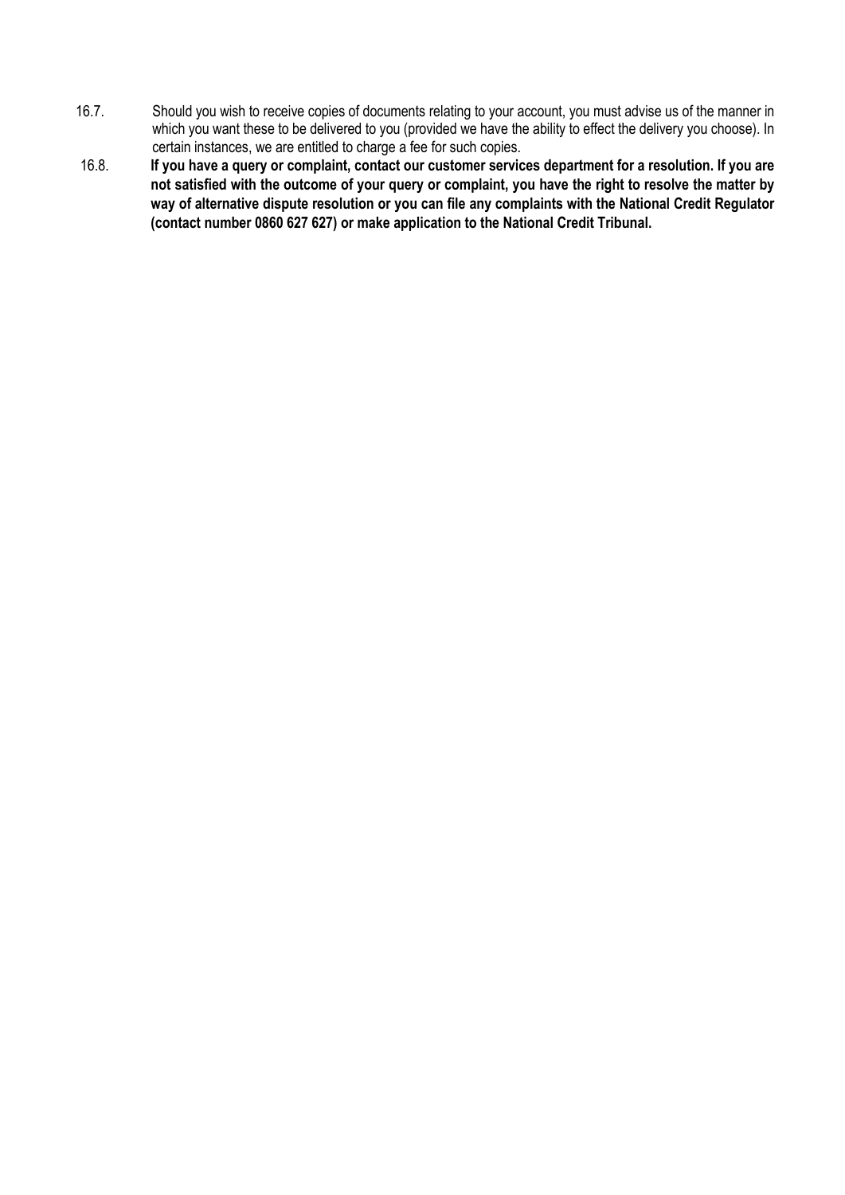16.7. Should you wish to receive copies of documents relating to your account, you must advise us of the manner in which you want these to be delivered to you (provided we have the ability to effect the delivery you choose). In certain instances, we are entitled to charge a fee for such copies.

16.8. **If you have a query or complaint, contact our customer services department for a resolution. If you are not satisfied with the outcome of your query or complaint, you have the right to resolve the matter by way of alternative dispute resolution or you can file any complaints with the National Credit Regulator (contact number 0860 627 627) or make application to the National Credit Tribunal.**